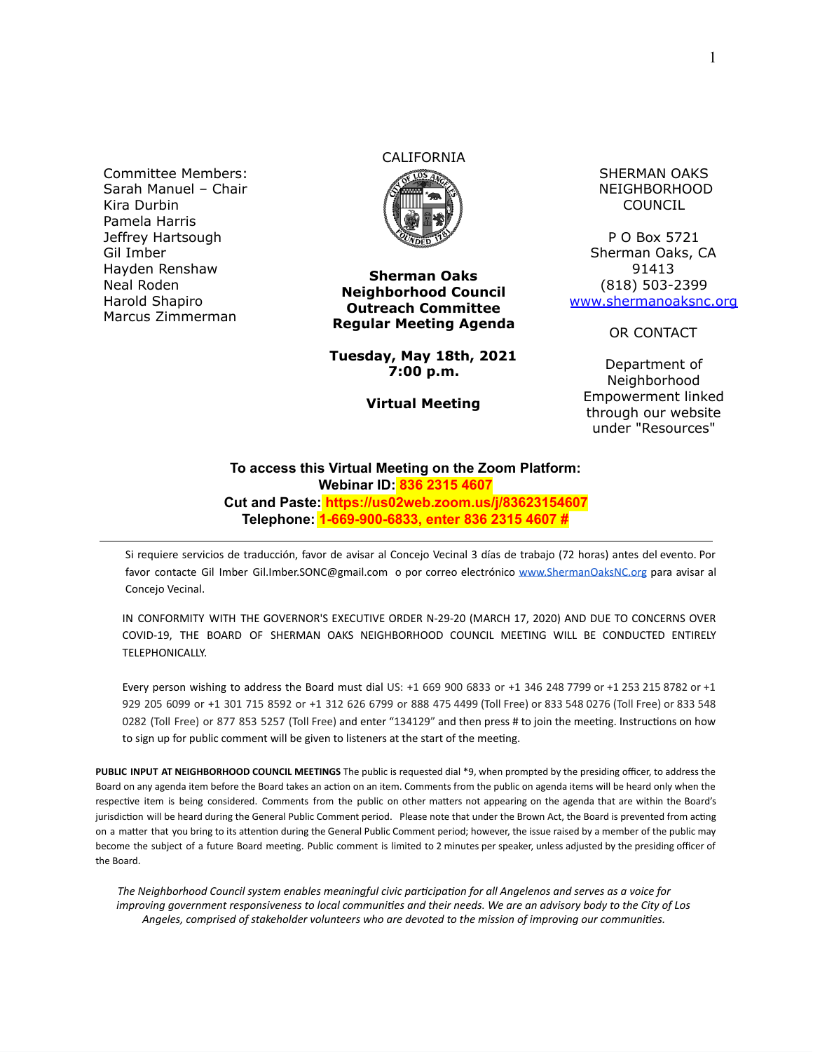Committee Members:
Sarah Manuel – Chair
Kira Durbin
Pamela Harris
Jeffrey Hartsough
Gil Imber
Hayden Renshaw
Neal Roden
Harold Shapiro
Marcus Zimmerman

CALIFORNIA

**Sherman Oaks Neighborhood Council Outreach Committee Regular Meeting Agenda**

**Tuesday, May 18th, 2021**
**7:00 p.m.**

**Virtual Meeting**

SHERMAN OAKS NEIGHBORHOOD COUNCIL

P O Box 5721
Sherman Oaks, CA 91413
(818) 503-2399
[www.shermanoaksnc.org](http://www.shermanoaksnc.org)

OR CONTACT

Department of Neighborhood Empowerment linked through our website under "Resources"

**To access this Virtual Meeting on the Zoom Platform:**
**Webinar ID: 836 2315 4607**
**Cut and Paste: https://us02web.zoom.us/j/83623154607**
**Telephone: 1-669-900-6833, enter 836 2315 4607 #**

---

Si requiere servicios de traducción, favor de avisar al Concejo Vecinal 3 días de trabajo (72 horas) antes del evento. Por favor contacte Gil Imber Gil.Imber.SONC@gmail.com o por correo electrónico [www.ShermanOaksNC.org](http://www.ShermanOaksNC.org) para avisar al Concejo Vecinal.

IN CONFORMITY WITH THE GOVERNOR'S EXECUTIVE ORDER N-29-20 (MARCH 17, 2020) AND DUE TO CONCERNS OVER COVID-19, THE BOARD OF SHERMAN OAKS NEIGHBORHOOD COUNCIL MEETING WILL BE CONDUCTED ENTIRELY TELEPHONICALLY.

Every person wishing to address the Board must dial US: +1 669 900 6833 or +1 346 248 7799 or +1 253 215 8782 or +1 929 205 6099 or +1 301 715 8592 or +1 312 626 6799 or 888 475 4499 (Toll Free) or 833 548 0276 (Toll Free) or 833 548 0282 (Toll Free) or 877 853 5257 (Toll Free) and enter "134129" and then press # to join the meeting. Instructions on how to sign up for public comment will be given to listeners at the start of the meeting.

**PUBLIC INPUT AT NEIGHBORHOOD COUNCIL MEETINGS** The public is requested dial *9, when prompted by the presiding officer, to address the Board on any agenda item before the Board takes an action on an item. Comments from the public on agenda items will be heard only when the respective item is being considered. Comments from the public on other matters not appearing on the agenda that are within the Board's jurisdiction will be heard during the General Public Comment period. Please note that under the Brown Act, the Board is prevented from acting on a matter that you bring to its attention during the General Public Comment period; however, the issue raised by a member of the public may become the subject of a future Board meeting. Public comment is limited to 2 minutes per speaker, unless adjusted by the presiding officer of the Board.

*The Neighborhood Council system enables meaningful civic participation for all Angelenos and serves as a voice for improving government responsiveness to local communities and their needs. We are an advisory body to the City of Los Angeles, comprised of stakeholder volunteers who are devoted to the mission of improving our communities.*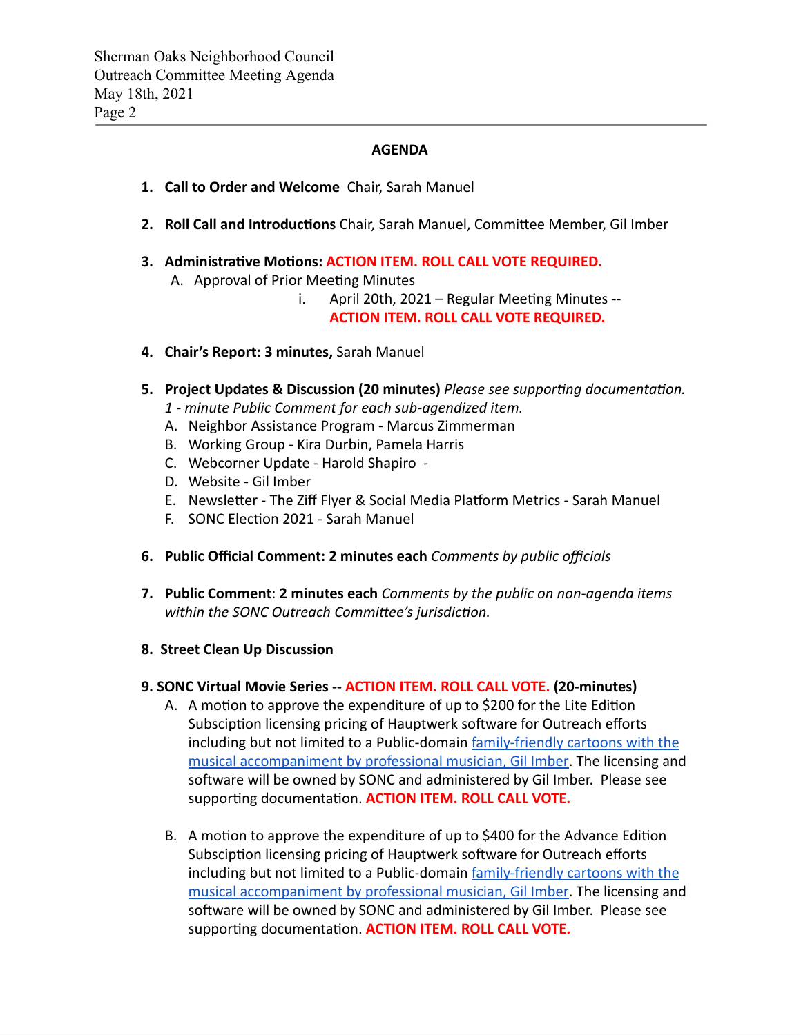## AGENDA

1. **Call to Order and Welcome** Chair, Sarah Manuel

2. **Roll Call and Introductions** Chair, Sarah Manuel, Committee Member, Gil Imber

3. **Administrative Motions: ACTION ITEM. ROLL CALL VOTE REQUIRED.**
   A. Approval of Prior Meeting Minutes
      i. April 20th, 2021 – Regular Meeting Minutes -- **ACTION ITEM. ROLL CALL VOTE REQUIRED.**

4. **Chair's Report: 3 minutes,** Sarah Manuel

5. **Project Updates & Discussion (20 minutes)** *Please see supporting documentation. 1 - minute Public Comment for each sub-agendized item.*
   A. Neighbor Assistance Program - Marcus Zimmerman
   B. Working Group - Kira Durbin, Pamela Harris
   C. Webcorner Update - Harold Shapiro -
   D. Website - Gil Imber
   E. Newsletter - The Ziff Flyer & Social Media Platform Metrics - Sarah Manuel
   F. SONC Election 2021 - Sarah Manuel

6. **Public Official Comment: 2 minutes each** *Comments by public officials*

7. **Public Comment**: **2 minutes each** *Comments by the public on non-agenda items within the SONC Outreach Committee's jurisdiction.*

8. **Street Clean Up Discussion**

9. **SONC Virtual Movie Series -- ACTION ITEM. ROLL CALL VOTE. (20-minutes)**
   A. A motion to approve the expenditure of up to $200 for the Lite Edition Subsciption licensing pricing of Hauptwerk software for Outreach efforts including but not limited to a Public-domain family-friendly cartoons with the musical accompaniment by professional musician, Gil Imber. The licensing and software will be owned by SONC and administered by Gil Imber. Please see supporting documentation. **ACTION ITEM. ROLL CALL VOTE.**

   B. A motion to approve the expenditure of up to $400 for the Advance Edition Subsciption licensing pricing of Hauptwerk software for Outreach efforts including but not limited to a Public-domain family-friendly cartoons with the musical accompaniment by professional musician, Gil Imber. The licensing and software will be owned by SONC and administered by Gil Imber. Please see supporting documentation. **ACTION ITEM. ROLL CALL VOTE.**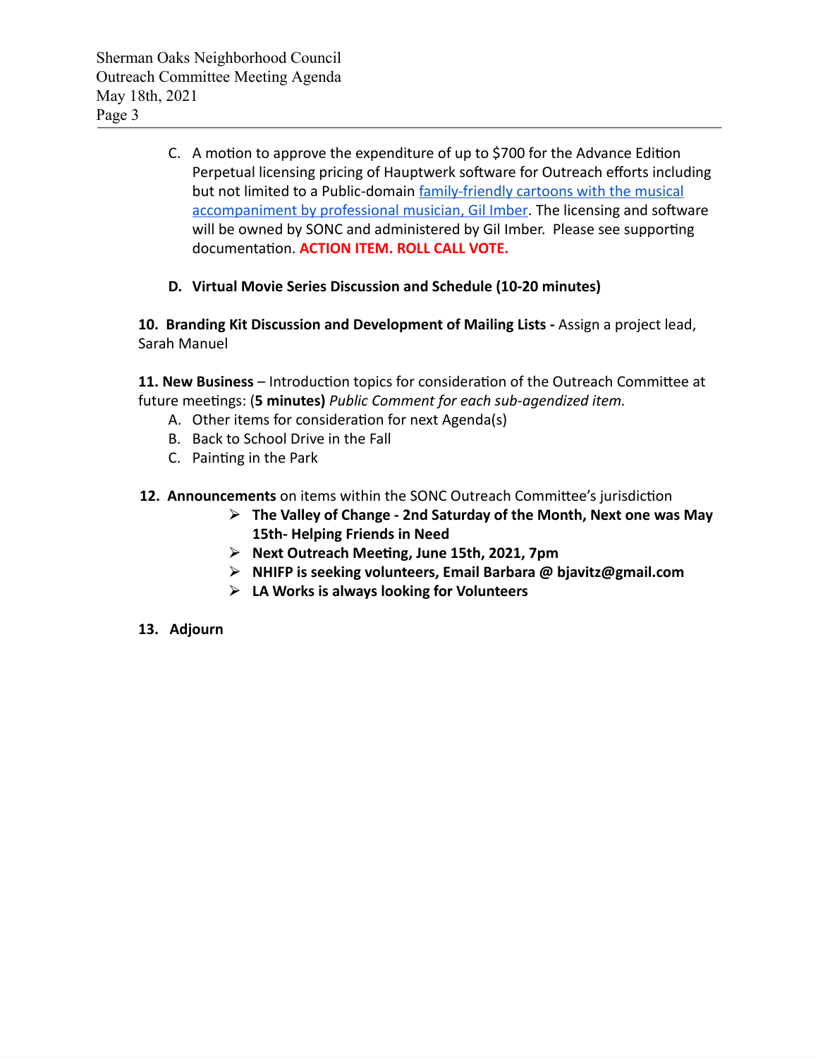C. A motion to approve the expenditure of up to $700 for the Advance Edition Perpetual licensing pricing of Hauptwerk software for Outreach efforts including but not limited to a Public-domain family-friendly cartoons with the musical accompaniment by professional musician, Gil Imber. The licensing and software will be owned by SONC and administered by Gil Imber. Please see supporting documentation. **ACTION ITEM. ROLL CALL VOTE.**

**D. Virtual Movie Series Discussion and Schedule (10-20 minutes)**

**10. Branding Kit Discussion and Development of Mailing Lists -** Assign a project lead, Sarah Manuel

**11. New Business** – Introduction topics for consideration of the Outreach Committee at future meetings: (**5 minutes)** *Public Comment for each sub-agendized item.*

A. Other items for consideration for next Agenda(s)
B. Back to School Drive in the Fall
C. Painting in the Park

**12. Announcements** on items within the SONC Outreach Committee's jurisdiction

- **The Valley of Change - 2nd Saturday of the Month, Next one was May 15th- Helping Friends in Need**
- **Next Outreach Meeting, June 15th, 2021, 7pm**
- **NHIFP is seeking volunteers, Email Barbara @ bjavitz@gmail.com**
- **LA Works is always looking for Volunteers**

**13. Adjourn**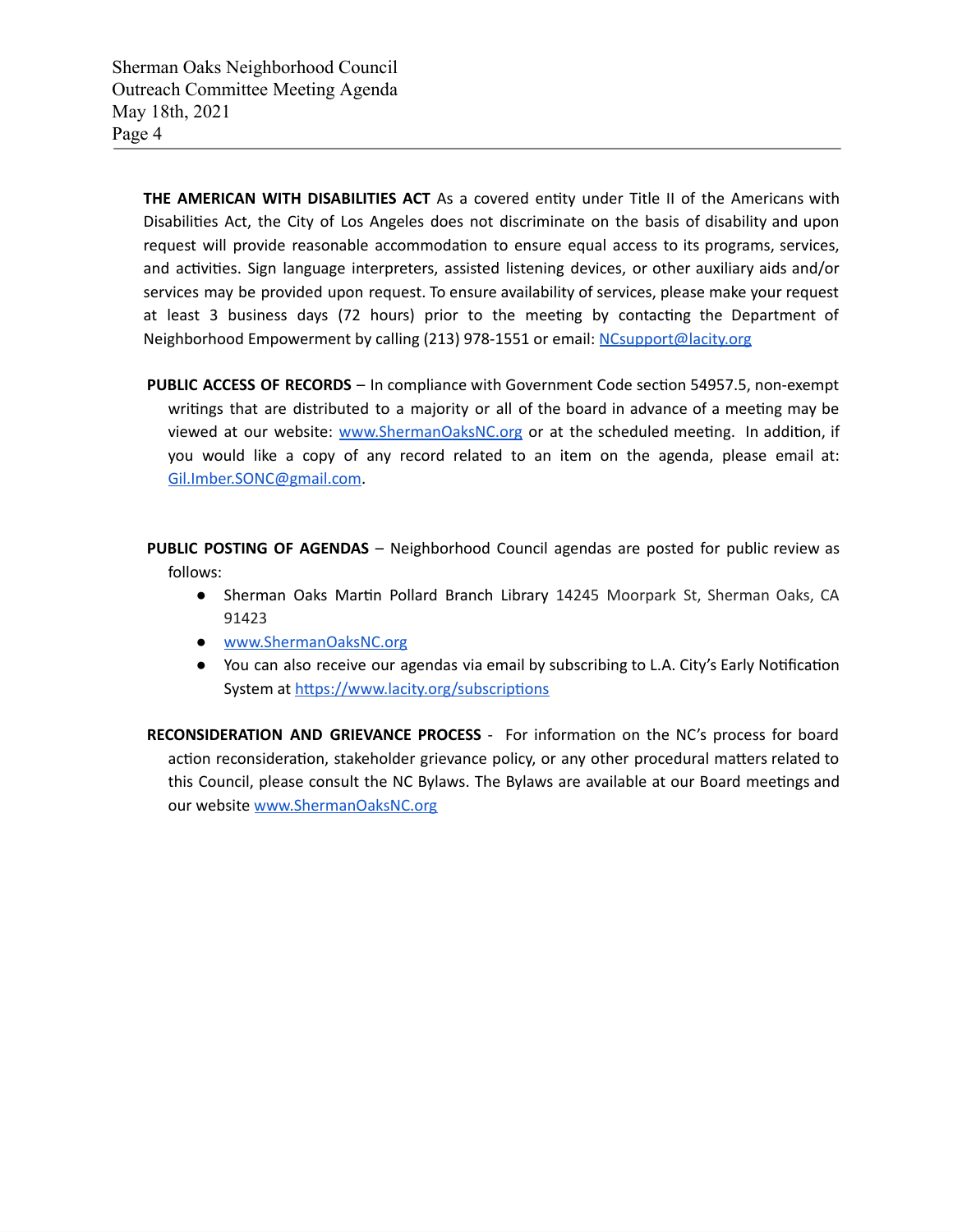**THE AMERICAN WITH DISABILITIES ACT** As a covered entity under Title II of the Americans with Disabilities Act, the City of Los Angeles does not discriminate on the basis of disability and upon request will provide reasonable accommodation to ensure equal access to its programs, services, and activities. Sign language interpreters, assisted listening devices, or other auxiliary aids and/or services may be provided upon request. To ensure availability of services, please make your request at least 3 business days (72 hours) prior to the meeting by contacting the Department of Neighborhood Empowerment by calling (213) 978-1551 or email: NCsupport@lacity.org

**PUBLIC ACCESS OF RECORDS** – In compliance with Government Code section 54957.5, non-exempt writings that are distributed to a majority or all of the board in advance of a meeting may be viewed at our website: www.ShermanOaksNC.org or at the scheduled meeting. In addition, if you would like a copy of any record related to an item on the agenda, please email at: Gil.Imber.SONC@gmail.com.

**PUBLIC POSTING OF AGENDAS** – Neighborhood Council agendas are posted for public review as follows:

- Sherman Oaks Martin Pollard Branch Library 14245 Moorpark St, Sherman Oaks, CA 91423
- www.ShermanOaksNC.org
- You can also receive our agendas via email by subscribing to L.A. City's Early Notification System at https://www.lacity.org/subscriptions

**RECONSIDERATION AND GRIEVANCE PROCESS** - For information on the NC's process for board action reconsideration, stakeholder grievance policy, or any other procedural matters related to this Council, please consult the NC Bylaws. The Bylaws are available at our Board meetings and our website www.ShermanOaksNC.org